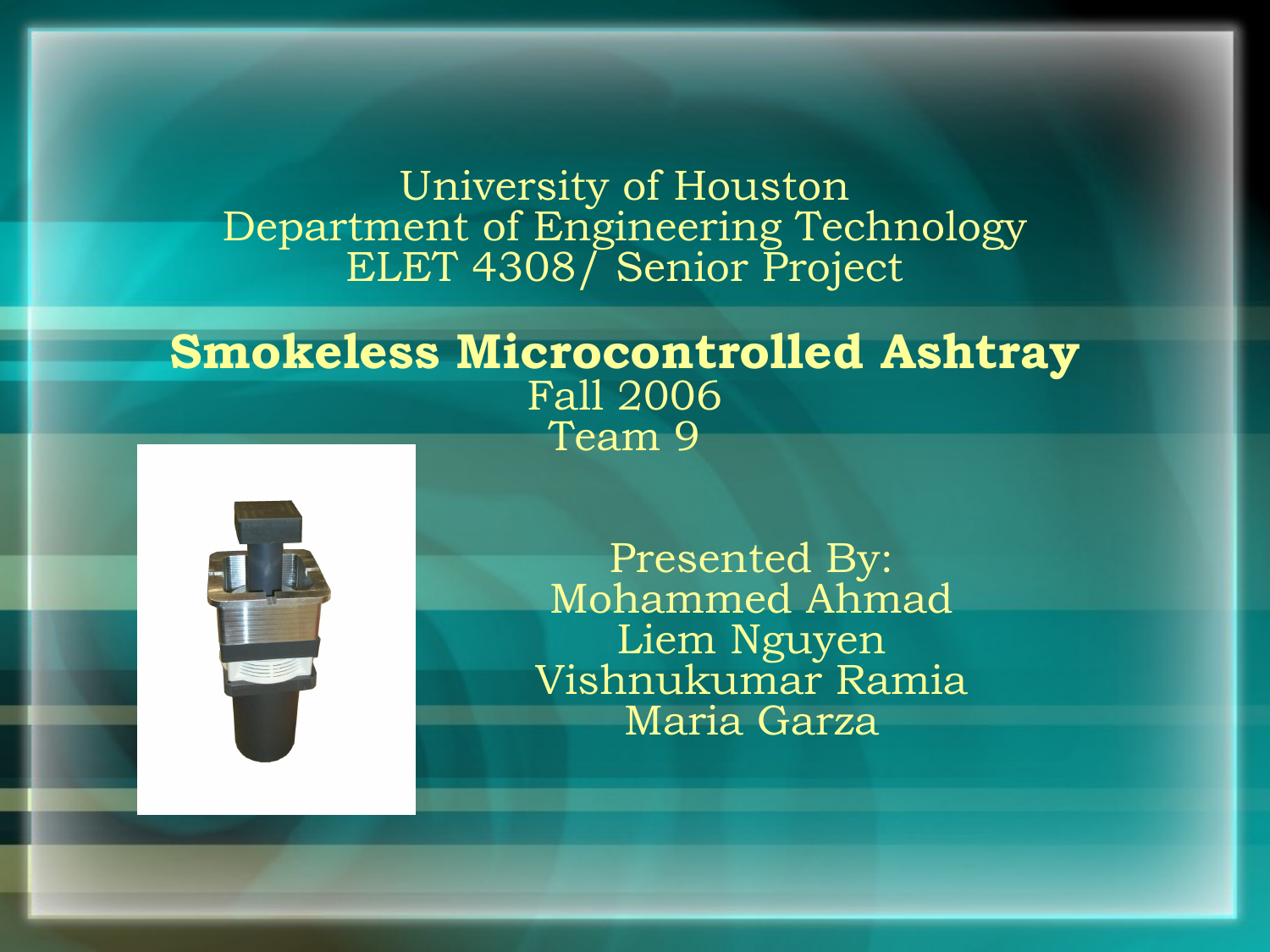University of Houston
Department of Engineering Technology
ELET 4308/ Senior Project

# Smokeless Microcontrolled Ashtray

Fall 2006
Team 9

Presented By:
Mohammed Ahmad
Liem Nguyen
Vishnukumar Ramia
Maria Garza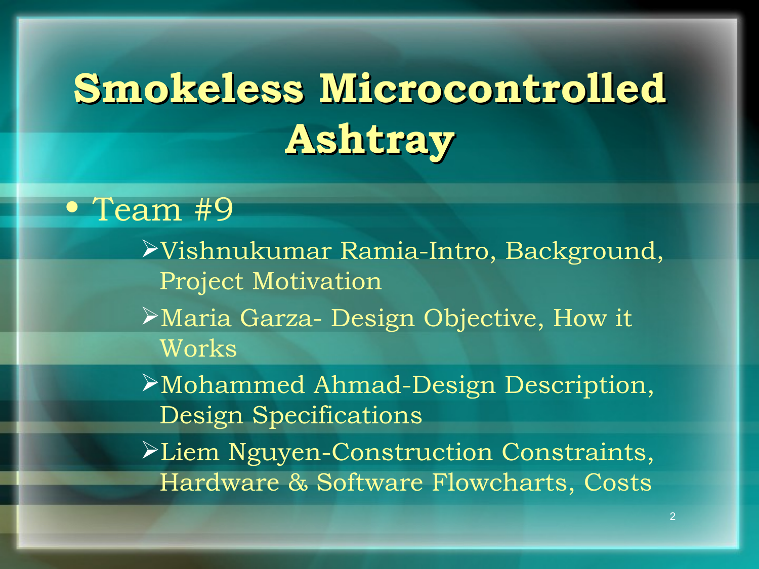# Smokeless Microcontrolled Ashtray

- Team #9
  - Vishnukumar Ramia-Intro, Background, Project Motivation
  - Maria Garza- Design Objective, How it Works
  - Mohammed Ahmad-Design Description, Design Specifications
  - Liem Nguyen-Construction Constraints, Hardware & Software Flowcharts, Costs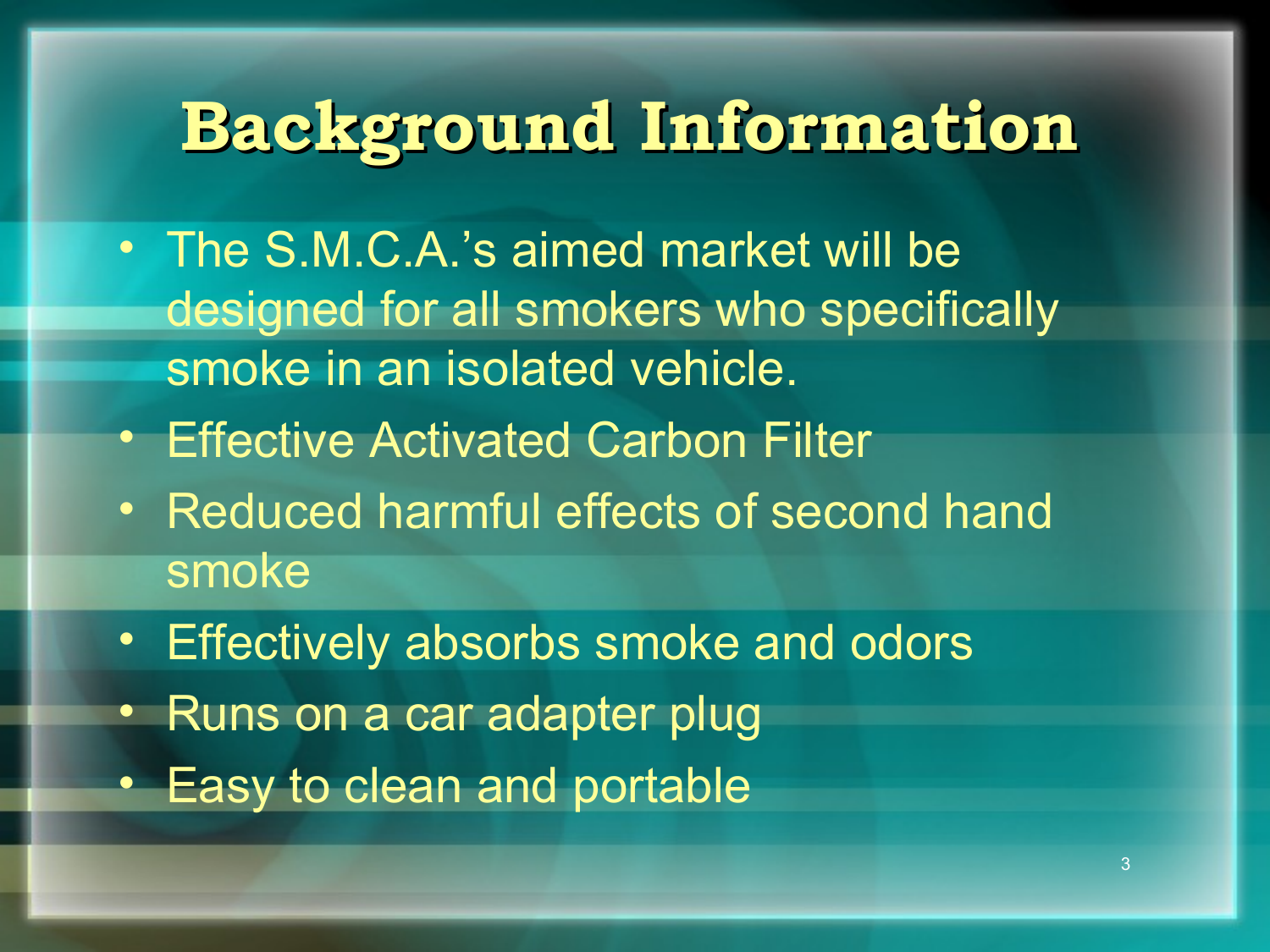# Background Information

- The S.M.C.A.'s aimed market will be designed for all smokers who specifically smoke in an isolated vehicle.
- Effective Activated Carbon Filter
- Reduced harmful effects of second hand smoke
- Effectively absorbs smoke and odors
- Runs on a car adapter plug
- Easy to clean and portable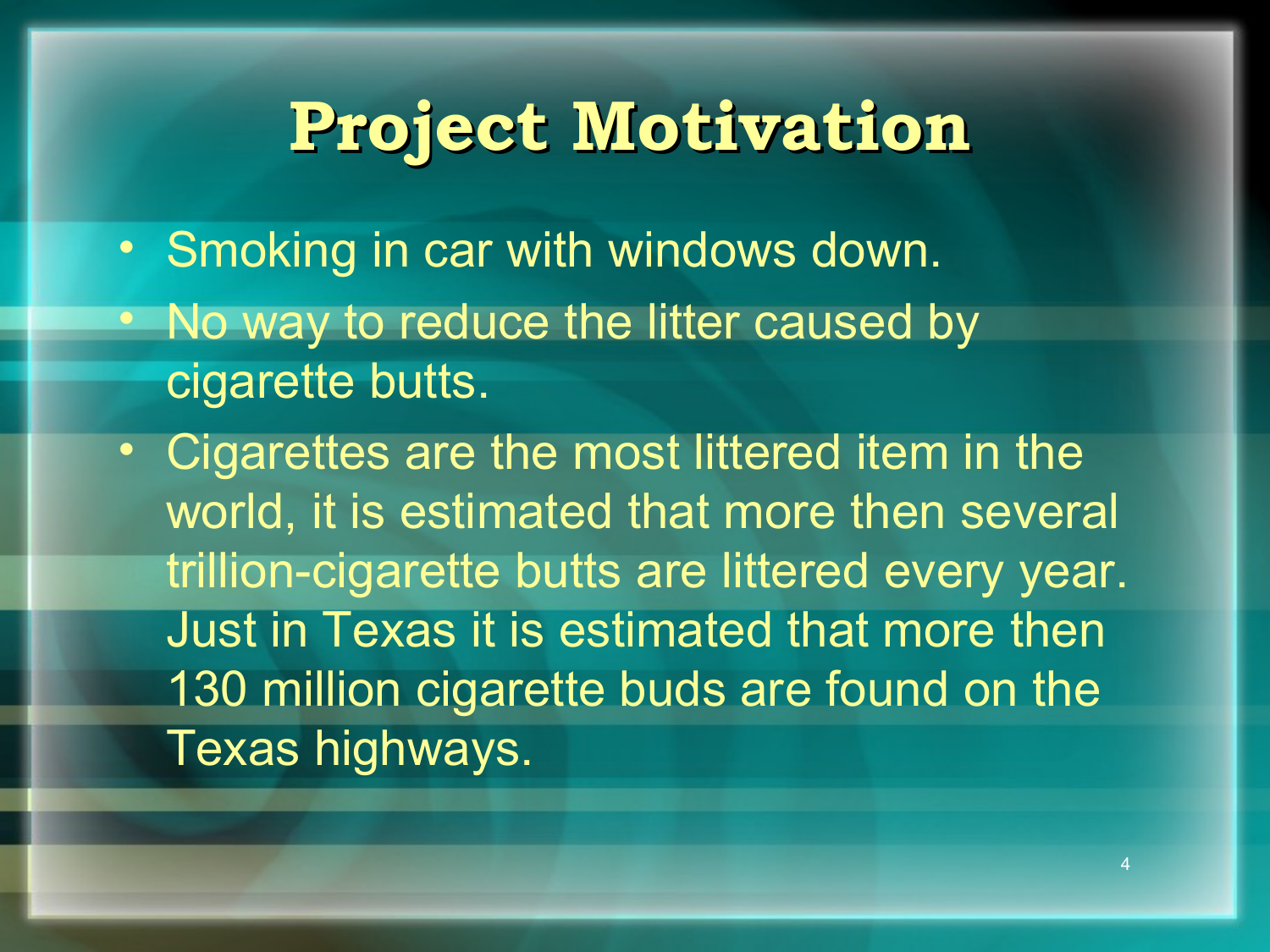# Project Motivation

- Smoking in car with windows down.
- No way to reduce the litter caused by cigarette butts.
- Cigarettes are the most littered item in the world, it is estimated that more then several trillion-cigarette butts are littered every year. Just in Texas it is estimated that more then 130 million cigarette buds are found on the Texas highways.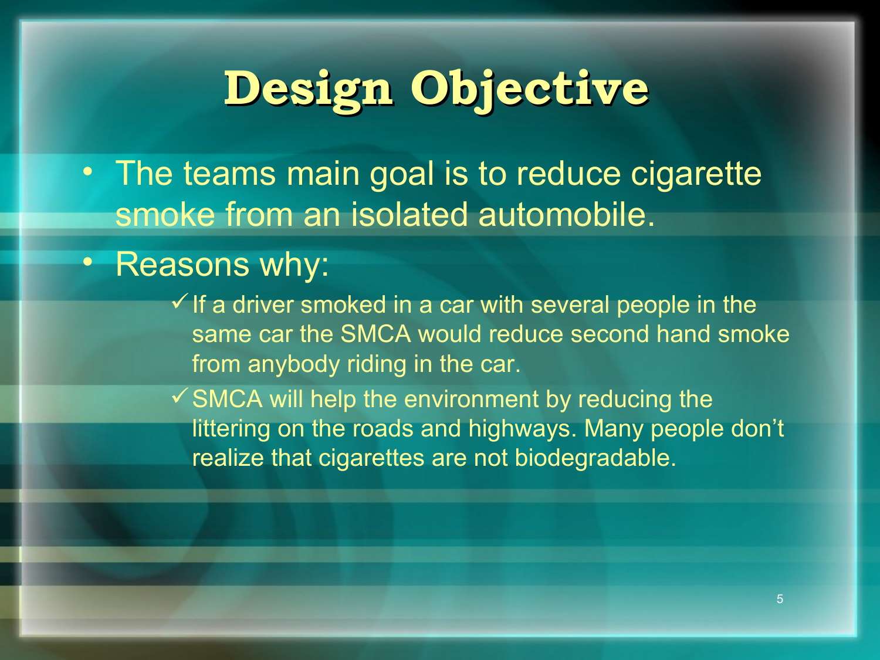# Design Objective

- The teams main goal is to reduce cigarette smoke from an isolated automobile.
- Reasons why:
  - ✓ If a driver smoked in a car with several people in the same car the SMCA would reduce second hand smoke from anybody riding in the car.
  - ✓ SMCA will help the environment by reducing the littering on the roads and highways. Many people don't realize that cigarettes are not biodegradable.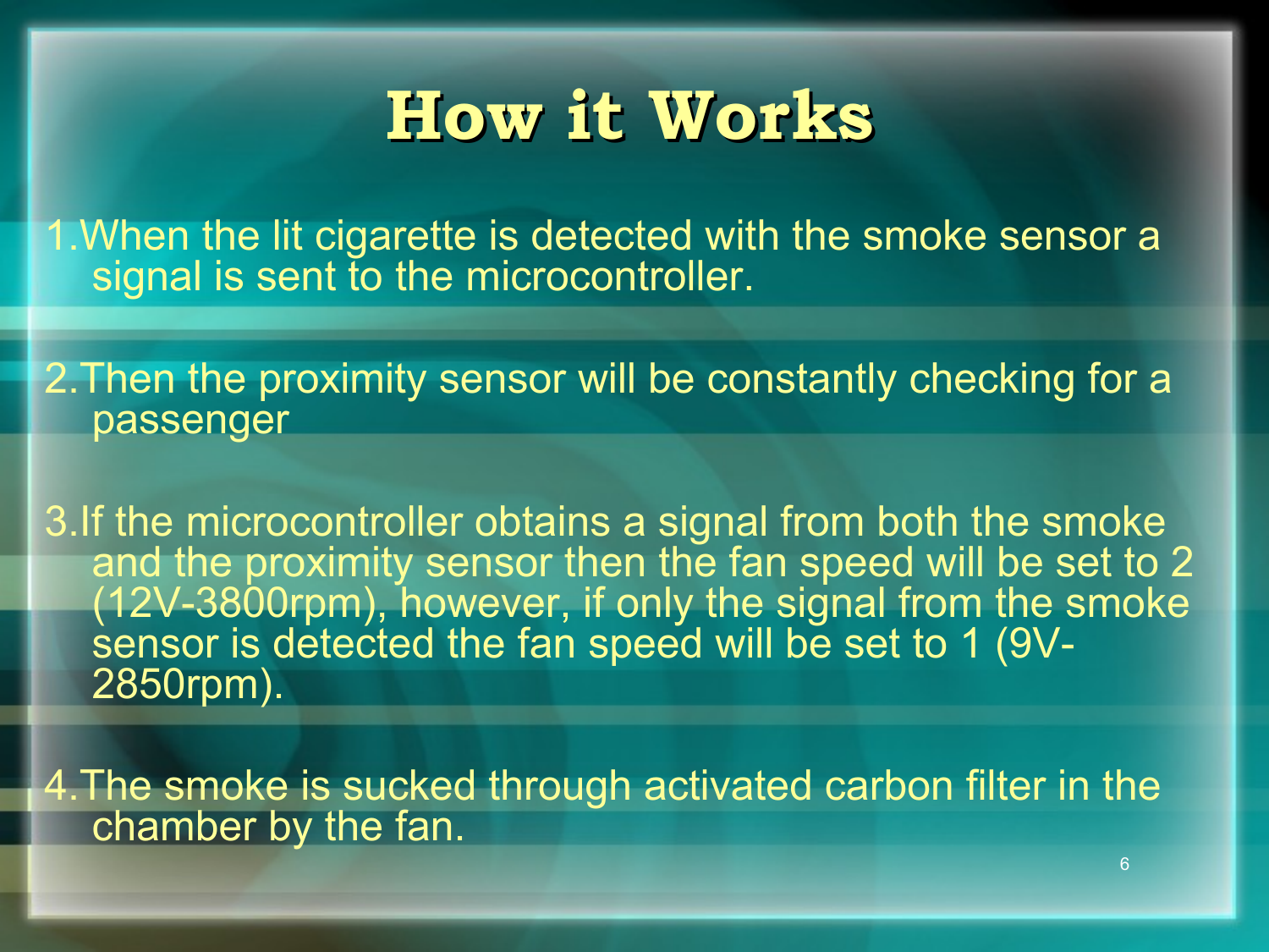# How it Works

1. When the lit cigarette is detected with the smoke sensor a signal is sent to the microcontroller.

2. Then the proximity sensor will be constantly checking for a passenger

3. If the microcontroller obtains a signal from both the smoke and the proximity sensor then the fan speed will be set to 2 (12V-3800rpm), however, if only the signal from the smoke sensor is detected the fan speed will be set to 1 (9V-2850rpm).

4. The smoke is sucked through activated carbon filter in the chamber by the fan.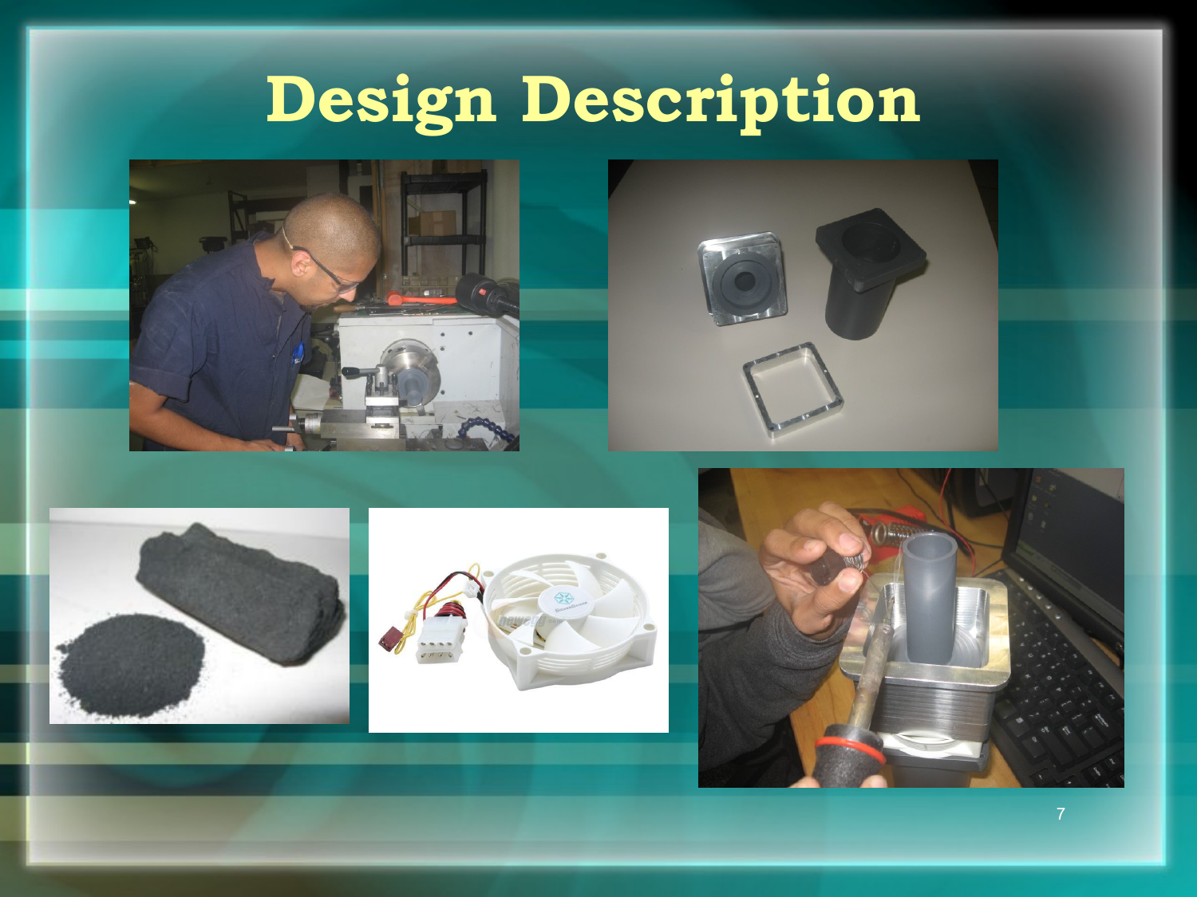# Design Description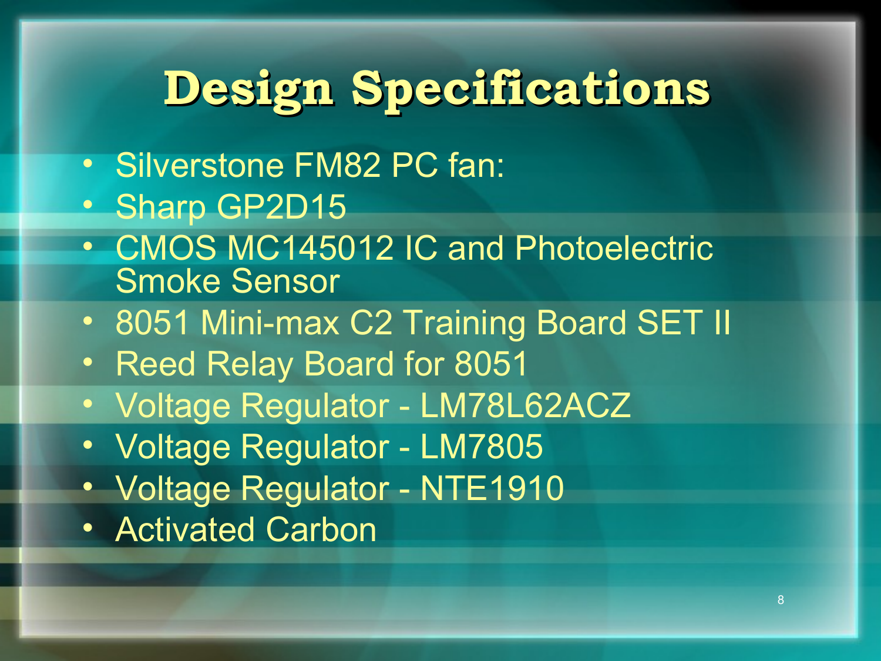# Design Specifications

- Silverstone FM82 PC fan:
- Sharp GP2D15
- CMOS MC145012 IC and Photoelectric Smoke Sensor
- 8051 Mini-max C2 Training Board SET II
- Reed Relay Board for 8051
- Voltage Regulator - LM78L62ACZ
- Voltage Regulator - LM7805
- Voltage Regulator - NTE1910
- Activated Carbon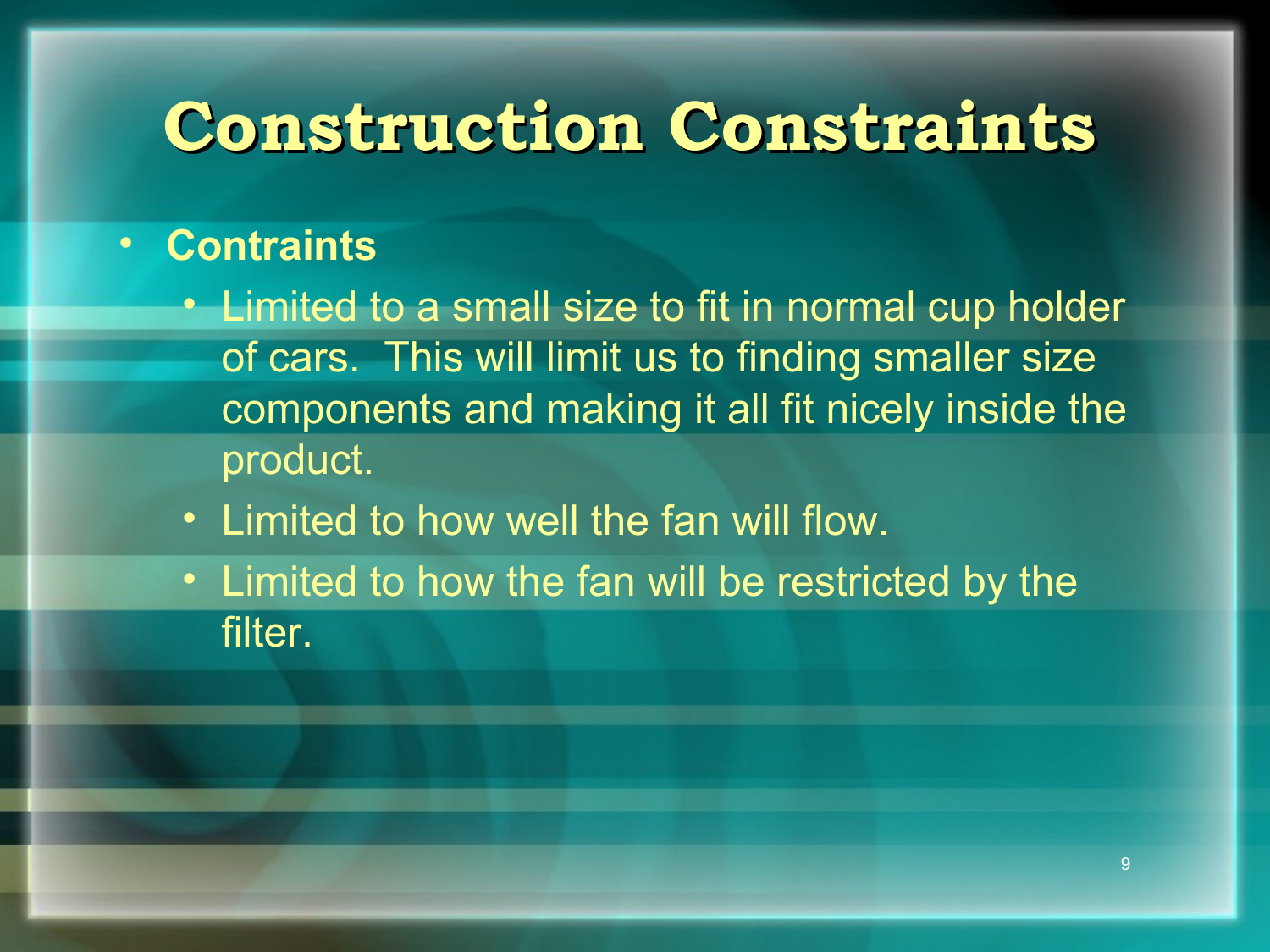# Construction Constraints

- **Contraints**
  - Limited to a small size to fit in normal cup holder of cars.  This will limit us to finding smaller size components and making it all fit nicely inside the product.
  - Limited to how well the fan will flow.
  - Limited to how the fan will be restricted by the filter.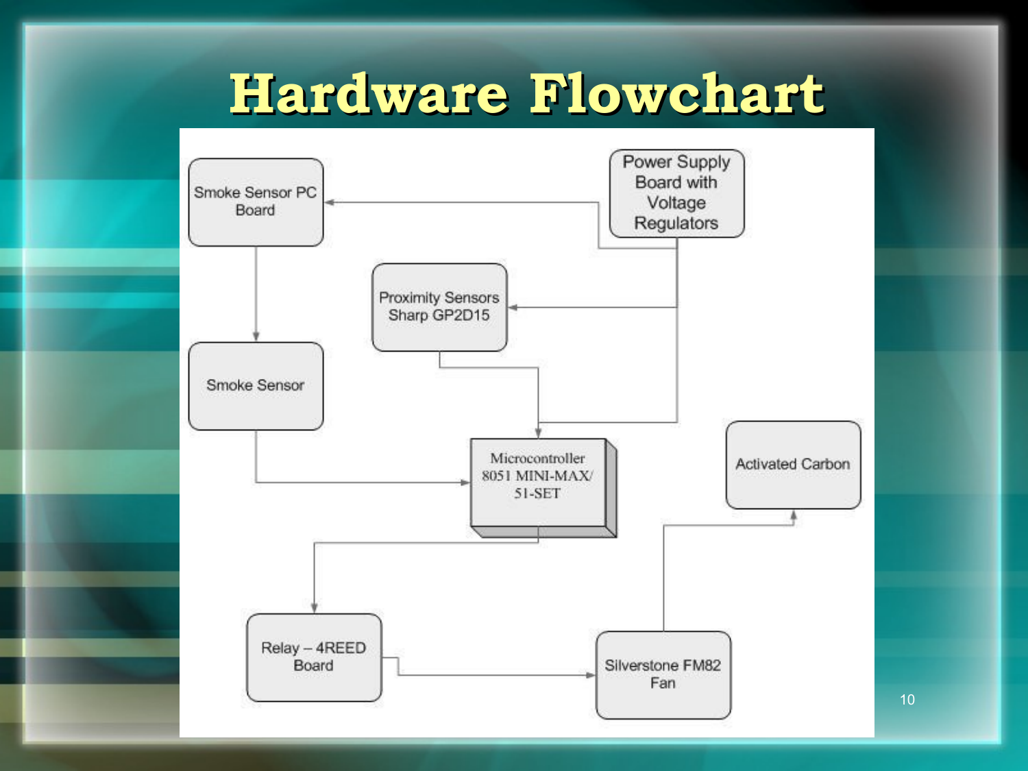# Hardware Flowchart

Smoke Sensor PC Board

Power Supply Board with Voltage Regulators

Proximity Sensors Sharp GP2D15

Smoke Sensor

Microcontroller 8051 MINI-MAX/ 51-SET

Activated Carbon

Relay – 4REED Board

Silverstone FM82 Fan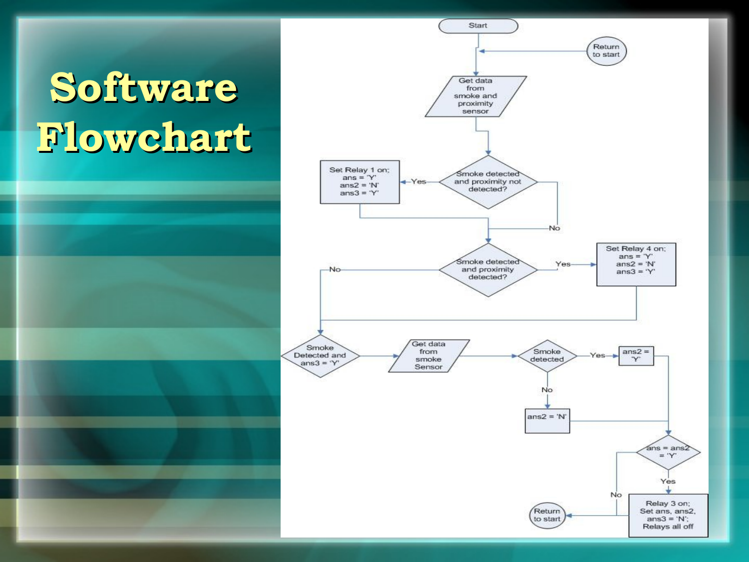# Software Flowchart

- Start
- Get data from smoke and proximity sensor
- Smoke detected and proximity not detected?
  - Yes → Set Relay 1 on; ans = 'Y' ans2 = 'N' ans3 = 'Y'
  - No
- Smoke detected and proximity detected?
  - Yes → Set Relay 4 on; ans = 'Y' ans2 = 'N' ans3 = 'Y'
  - No
- Smoke Detected and ans3 = 'Y'
- Get data from smoke Sensor
- Smoke detected
  - Yes → ans2 = 'Y'
  - No → ans2 = 'N'
- ans = ans2 = 'Y'
  - Yes → Relay 3 on; Set ans, ans2, ans3 = 'N'; Relays all off
  - No
- Return to start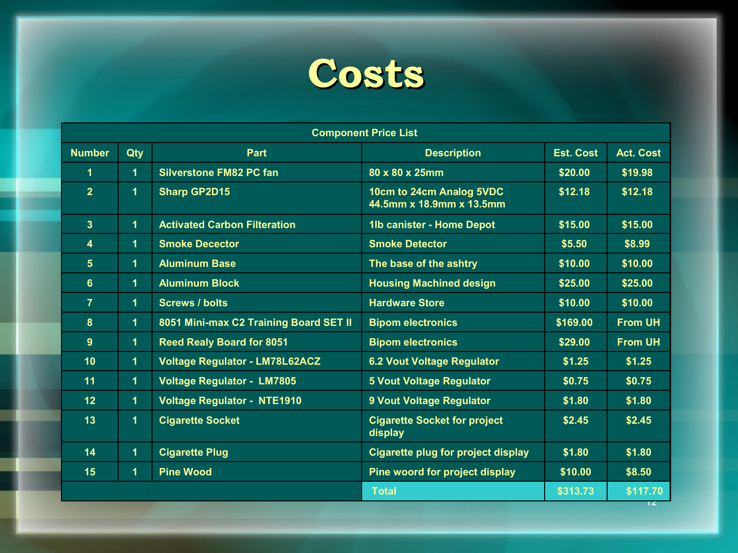# Costs

| Component Price List | | | | | |
|---|---|---|---|---|---|
| Number | Qty | Part | Description | Est. Cost | Act. Cost |
| 1 | 1 | Silverstone FM82 PC fan | 80 x 80 x 25mm | $20.00 | $19.98 |
| 2 | 1 | Sharp GP2D15 | 10cm to 24cm Analog 5VDC 44.5mm x 18.9mm x 13.5mm | $12.18 | $12.18 |
| 3 | 1 | Activated Carbon Filteration | 1lb canister - Home Depot | $15.00 | $15.00 |
| 4 | 1 | Smoke Decector | Smoke Detector | $5.50 | $8.99 |
| 5 | 1 | Aluminum Base | The base of the ashtry | $10.00 | $10.00 |
| 6 | 1 | Aluminum Block | Housing Machined design | $25.00 | $25.00 |
| 7 | 1 | Screws / bolts | Hardware Store | $10.00 | $10.00 |
| 8 | 1 | 8051 Mini-max C2 Training Board SET II | Bipom electronics | $169.00 | From UH |
| 9 | 1 | Reed Realy Board for 8051 | Bipom electronics | $29.00 | From UH |
| 10 | 1 | Voltage Regulator - LM78L62ACZ | 6.2 Vout Voltage Regulator | $1.25 | $1.25 |
| 11 | 1 | Voltage Regulator - LM7805 | 5 Vout Voltage Regulator | $0.75 | $0.75 |
| 12 | 1 | Voltage Regulator - NTE1910 | 9 Vout Voltage Regulator | $1.80 | $1.80 |
| 13 | 1 | Cigarette Socket | Cigarette Socket for project display | $2.45 | $2.45 |
| 14 | 1 | Cigarette Plug | Cigarette plug for project display | $1.80 | $1.80 |
| 15 | 1 | Pine Wood | Pine woord for project display | $10.00 | $8.50 |
| | | | Total | $313.73 | $117.70 |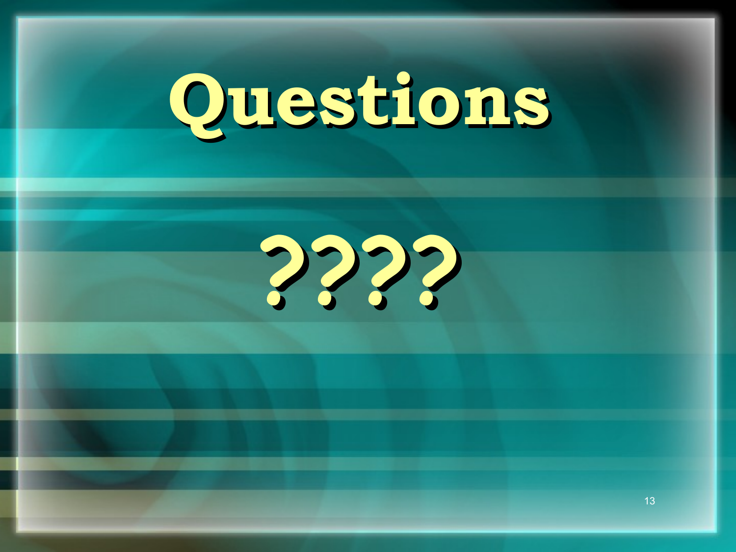# Questions

????